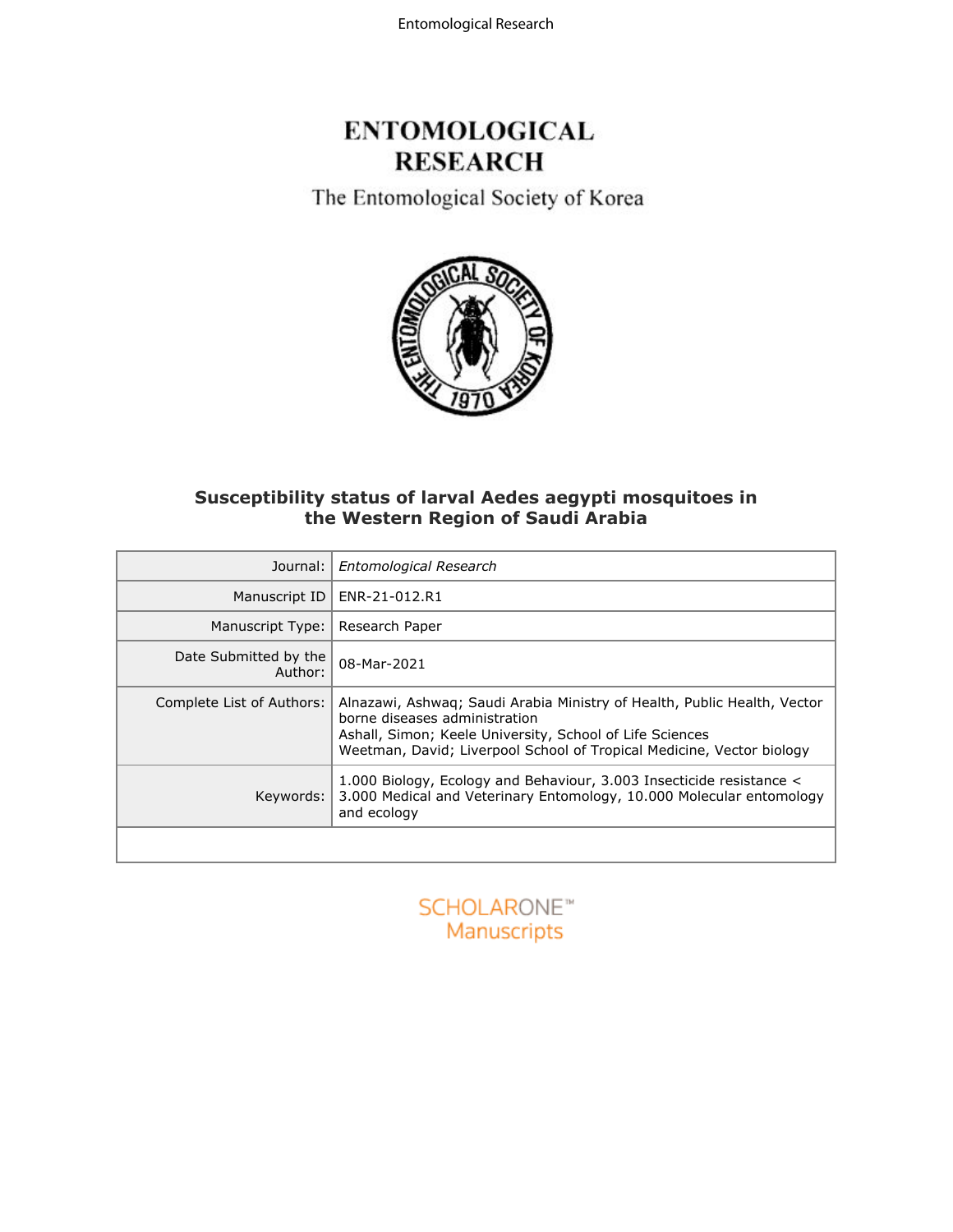# ENTOMOLOGICAL RESEARCH

The Entomological Society of Korea

## Susceptibility status of larval Aedes aegypti mosquitoes in the Western Region of Saudi Arabia

| | |
|---|---|
| Journal: | *Entomological Research* |
| Manuscript ID | ENR-21-012.R1 |
| Manuscript Type: | Research Paper |
| Date Submitted by the Author: | 08-Mar-2021 |
| Complete List of Authors: | Alnazawi, Ashwaq; Saudi Arabia Ministry of Health, Public Health, Vector borne diseases administration<br>Ashall, Simon; Keele University, School of Life Sciences<br>Weetman, David; Liverpool School of Tropical Medicine, Vector biology |
| Keywords: | 1.000 Biology, Ecology and Behaviour, 3.003 Insecticide resistance < 3.000 Medical and Veterinary Entomology, 10.000 Molecular entomology and ecology |
| | |

SCHOLARONE™ Manuscripts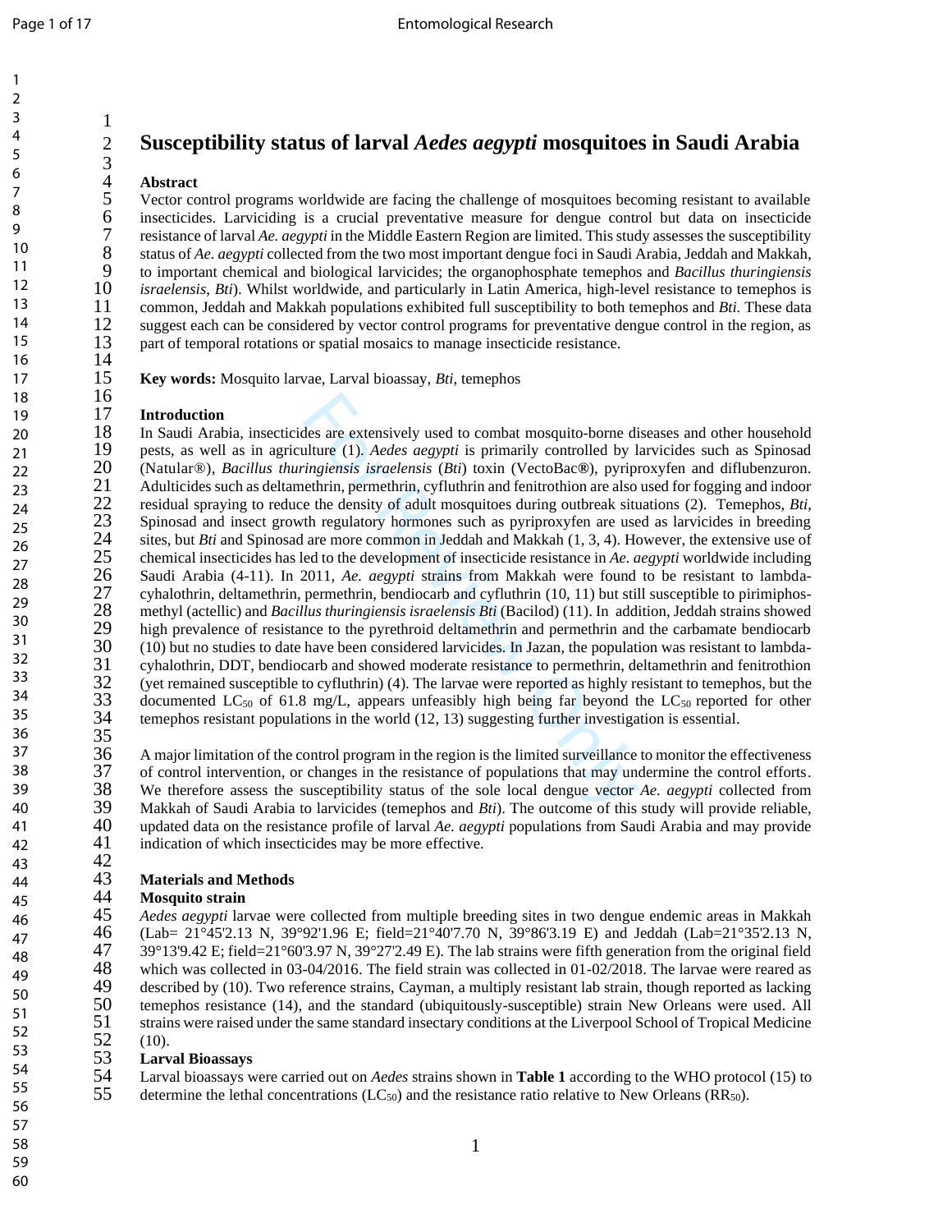# Susceptibility status of larval *Aedes aegypti* mosquitoes in Saudi Arabia

## Abstract

Vector control programs worldwide are facing the challenge of mosquitoes becoming resistant to available insecticides. Larviciding is a crucial preventative measure for dengue control but data on insecticide resistance of larval *Ae. aegypti* in the Middle Eastern Region are limited. This study assesses the susceptibility status of *Ae. aegypti* collected from the two most important dengue foci in Saudi Arabia, Jeddah and Makkah, to important chemical and biological larvicides; the organophosphate temephos and *Bacillus thuringiensis israelensis, Bti*). Whilst worldwide, and particularly in Latin America, high-level resistance to temephos is common, Jeddah and Makkah populations exhibited full susceptibility to both temephos and *Bti.* These data suggest each can be considered by vector control programs for preventative dengue control in the region, as part of temporal rotations or spatial mosaics to manage insecticide resistance.

**Key words:** Mosquito larvae, Larval bioassay, *Bti*, temephos

## Introduction

In Saudi Arabia, insecticides are extensively used to combat mosquito-borne diseases and other household pests, as well as in agriculture (1). *Aedes aegypti* is primarily controlled by larvicides such as Spinosad (Natular®), *Bacillus thuringiensis israelensis* (*Bti*) toxin (VectoBac®), pyriproxyfen and diflubenzuron. Adulticides such as deltamethrin, permethrin, cyfluthrin and fenitrothion are also used for fogging and indoor residual spraying to reduce the density of adult mosquitoes during outbreak situations (2). Temephos, *Bti*, Spinosad and insect growth regulatory hormones such as pyriproxyfen are used as larvicides in breeding sites, but *Bti* and Spinosad are more common in Jeddah and Makkah (1, 3, 4). However, the extensive use of chemical insecticides has led to the development of insecticide resistance in *Ae. aegypti* worldwide including Saudi Arabia (4-11). In 2011, *Ae. aegypti* strains from Makkah were found to be resistant to lambda-cyhalothrin, deltamethrin, permethrin, bendiocarb and cyfluthrin (10, 11) but still susceptible to pirimiphos-methyl (actellic) and *Bacillus thuringiensis israelensis Bti* (Bacilod) (11). In addition, Jeddah strains showed high prevalence of resistance to the pyrethroid deltamethrin and permethrin and the carbamate bendiocarb (10) but no studies to date have been considered larvicides. In Jazan, the population was resistant to lambda-cyhalothrin, DDT, bendiocarb and showed moderate resistance to permethrin, deltamethrin and fenitrothion (yet remained susceptible to cyfluthrin) (4). The larvae were reported as highly resistant to temephos, but the documented $LC_{50}$ of 61.8 mg/L, appears unfeasibly high being far beyond the $LC_{50}$ reported for other temephos resistant populations in the world (12, 13) suggesting further investigation is essential.

A major limitation of the control program in the region is the limited surveillance to monitor the effectiveness of control intervention, or changes in the resistance of populations that may undermine the control efforts. We therefore assess the susceptibility status of the sole local dengue vector *Ae. aegypti* collected from Makkah of Saudi Arabia to larvicides (temephos and *Bti*). The outcome of this study will provide reliable, updated data on the resistance profile of larval *Ae. aegypti* populations from Saudi Arabia and may provide indication of which insecticides may be more effective.

## Materials and Methods

### Mosquito strain

*Aedes aegypti* larvae were collected from multiple breeding sites in two dengue endemic areas in Makkah (Lab= 21°45'2.13 N, 39°92'1.96 E; field=21°40'7.70 N, 39°86'3.19 E) and Jeddah (Lab=21°35'2.13 N, 39°13'9.42 E; field=21°60'3.97 N, 39°27'2.49 E). The lab strains were fifth generation from the original field which was collected in 03-04/2016. The field strain was collected in 01-02/2018. The larvae were reared as described by (10). Two reference strains, Cayman, a multiply resistant lab strain, though reported as lacking temephos resistance (14), and the standard (ubiquitously-susceptible) strain New Orleans were used. All strains were raised under the same standard insectary conditions at the Liverpool School of Tropical Medicine (10).

### Larval Bioassays

Larval bioassays were carried out on *Aedes* strains shown in **Table 1** according to the WHO protocol (15) to determine the lethal concentrations ($LC_{50}$) and the resistance ratio relative to New Orleans ($RR_{50}$).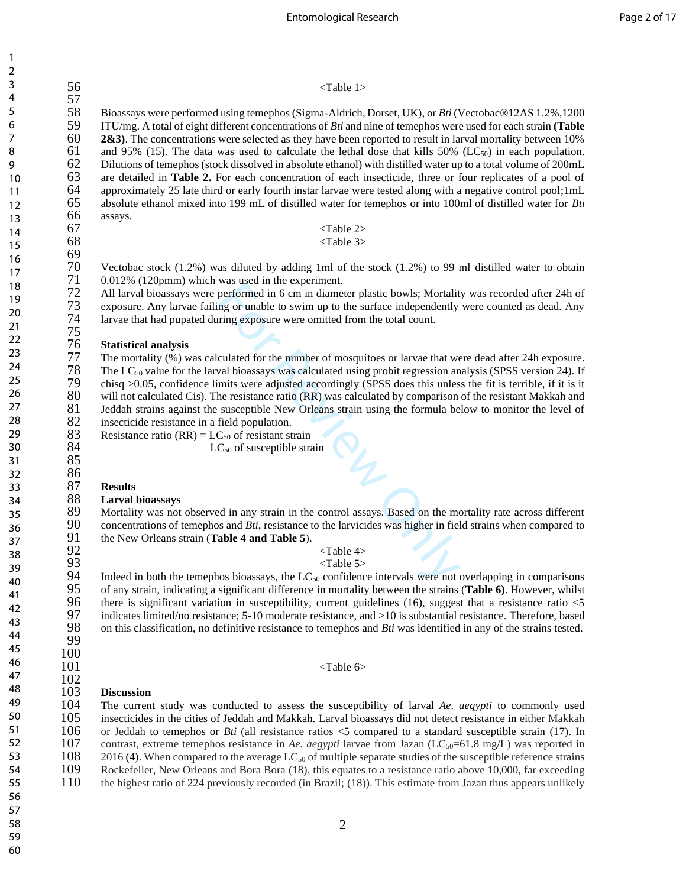<Table 1>

Bioassays were performed using temephos (Sigma-Aldrich, Dorset, UK), or *Bti* (Vectobac®12AS 1.2%,1200 ITU/mg. A total of eight different concentrations of *Bti* and nine of temephos were used for each strain **(Table 2&3)**. The concentrations were selected as they have been reported to result in larval mortality between 10% and 95% (15). The data was used to calculate the lethal dose that kills 50% ($LC_{50}$) in each population. Dilutions of temephos (stock dissolved in absolute ethanol) with distilled water up to a total volume of 200mL are detailed in **Table 2.** For each concentration of each insecticide, three or four replicates of a pool of approximately 25 late third or early fourth instar larvae were tested along with a negative control pool;1mL absolute ethanol mixed into 199 mL of distilled water for temephos or into 100ml of distilled water for *Bti* assays.

<Table 2>
<Table 3>

Vectobac stock (1.2%) was diluted by adding 1ml of the stock (1.2%) to 99 ml distilled water to obtain 0.012% (120pmm) which was used in the experiment.
All larval bioassays were performed in 6 cm in diameter plastic bowls; Mortality was recorded after 24h of exposure. Any larvae failing or unable to swim up to the surface independently were counted as dead. Any larvae that had pupated during exposure were omitted from the total count.

**Statistical analysis**
The mortality (%) was calculated for the number of mosquitoes or larvae that were dead after 24h exposure. The $LC_{50}$ value for the larval bioassays was calculated using probit regression analysis (SPSS version 24). If chisq >0.05, confidence limits were adjusted accordingly (SPSS does this unless the fit is terrible, if it is it will not calculated Cis). The resistance ratio (RR) was calculated by comparison of the resistant Makkah and Jeddah strains against the susceptible New Orleans strain using the formula below to monitor the level of insecticide resistance in a field population.

$$\text{Resistance ratio (RR)} = \frac{LC_{50} \text{ of resistant strain}}{LC_{50} \text{ of susceptible strain}}$$

## Results

### Larval bioassays

Mortality was not observed in any strain in the control assays. Based on the mortality rate across different concentrations of temephos and *Bti*, resistance to the larvicides was higher in field strains when compared to the New Orleans strain (**Table 4 and Table 5**).

<Table 4>
<Table 5>

Indeed in both the temephos bioassays, the $LC_{50}$ confidence intervals were not overlapping in comparisons of any strain, indicating a significant difference in mortality between the strains (**Table 6)**. However, whilst there is significant variation in susceptibility, current guidelines (16), suggest that a resistance ratio <5 indicates limited/no resistance; 5-10 moderate resistance, and >10 is substantial resistance. Therefore, based on this classification, no definitive resistance to temephos and *Bti* was identified in any of the strains tested.

<Table 6>

## Discussion

The current study was conducted to assess the susceptibility of larval *Ae. aegypti* to commonly used insecticides in the cities of Jeddah and Makkah. Larval bioassays did not detect resistance in either Makkah or Jeddah to temephos or *Bti* (all resistance ratios <5 compared to a standard susceptible strain (17). In contrast, extreme temephos resistance in *Ae. aegypti* larvae from Jazan ($LC_{50}$=61.8 mg/L) was reported in 2016 (4). When compared to the average $LC_{50}$ of multiple separate studies of the susceptible reference strains Rockefeller, New Orleans and Bora Bora (18), this equates to a resistance ratio above 10,000, far exceeding the highest ratio of 224 previously recorded (in Brazil; (18)). This estimate from Jazan thus appears unlikely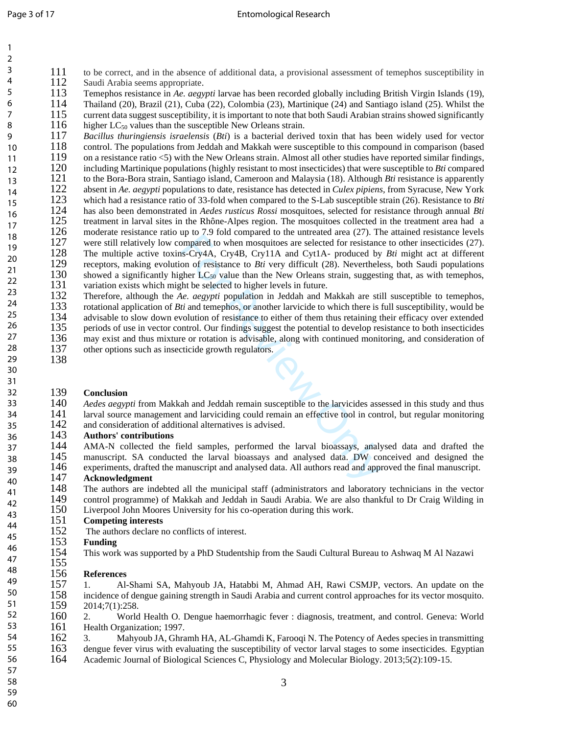to be correct, and in the absence of additional data, a provisional assessment of temephos susceptibility in Saudi Arabia seems appropriate.

Temephos resistance in *Ae. aegypti* larvae has been recorded globally including British Virgin Islands (19), Thailand (20), Brazil (21), Cuba (22), Colombia (23), Martinique (24) and Santiago island (25). Whilst the current data suggest susceptibility, it is important to note that both Saudi Arabian strains showed significantly higher $LC_{50}$ values than the susceptible New Orleans strain.

*Bacillus thuringiensis israelensis* (*Bti*) is a bacterial derived toxin that has been widely used for vector control. The populations from Jeddah and Makkah were susceptible to this compound in comparison (based on a resistance ratio <5) with the New Orleans strain. Almost all other studies have reported similar findings, including Martinique populations (highly resistant to most insecticides) that were susceptible to *Bti* compared to the Bora-Bora strain, Santiago island, Cameroon and Malaysia (18). Although *Bti* resistance is apparently absent in *Ae. aegypti* populations to date, resistance has detected in *Culex pipiens*, from Syracuse, New York which had a resistance ratio of 33-fold when compared to the S-Lab susceptible strain (26). Resistance to *Bti* has also been demonstrated in *Aedes rusticus Rossi* mosquitoes, selected for resistance through annual *Bti* treatment in larval sites in the Rhône-Alpes region. The mosquitoes collected in the treatment area had a moderate resistance ratio up to 7.9 fold compared to the untreated area (27). The attained resistance levels were still relatively low compared to when mosquitoes are selected for resistance to other insecticides (27). The multiple active toxins-Cry4A, Cry4B, Cry11A and Cyt1A- produced by *Bti* might act at different receptors, making evolution of resistance to *Bti* very difficult (28). Nevertheless, both Saudi populations showed a significantly higher $LC_{50}$ value than the New Orleans strain, suggesting that, as with temephos, variation exists which might be selected to higher levels in future.

Therefore, although the *Ae. aegypti* population in Jeddah and Makkah are still susceptible to temephos, rotational application of *Bti* and temephos, or another larvicide to which there is full susceptibility, would be advisable to slow down evolution of resistance to either of them thus retaining their efficacy over extended periods of use in vector control. Our findings suggest the potential to develop resistance to both insecticides may exist and thus mixture or rotation is advisable, along with continued monitoring, and consideration of other options such as insecticide growth regulators.

## Conclusion

*Aedes aegypti* from Makkah and Jeddah remain susceptible to the larvicides assessed in this study and thus larval source management and larviciding could remain an effective tool in control, but regular monitoring and consideration of additional alternatives is advised.

## Authors' contributions

AMA-N collected the field samples, performed the larval bioassays, analysed data and drafted the manuscript. SA conducted the larval bioassays and analysed data. DW conceived and designed the experiments, drafted the manuscript and analysed data. All authors read and approved the final manuscript.

## Acknowledgment

The authors are indebted all the municipal staff (administrators and laboratory technicians in the vector control programme) of Makkah and Jeddah in Saudi Arabia. We are also thankful to Dr Craig Wilding in Liverpool John Moores University for his co-operation during this work.

## Competing interests

The authors declare no conflicts of interest.

## Funding

This work was supported by a PhD Studentship from the Saudi Cultural Bureau to Ashwaq M Al Nazawi

## References

1. Al-Shami SA, Mahyoub JA, Hatabbi M, Ahmad AH, Rawi CSMJP, vectors. An update on the incidence of dengue gaining strength in Saudi Arabia and current control approaches for its vector mosquito. 2014;7(1):258.
2. World Health O. Dengue haemorrhagic fever : diagnosis, treatment, and control. Geneva: World Health Organization; 1997.
3. Mahyoub JA, Ghramh HA, AL-Ghamdi K, Farooqi N. The Potency of Aedes species in transmitting dengue fever virus with evaluating the susceptibility of vector larval stages to some insecticides. Egyptian Academic Journal of Biological Sciences C, Physiology and Molecular Biology. 2013;5(2):109-15.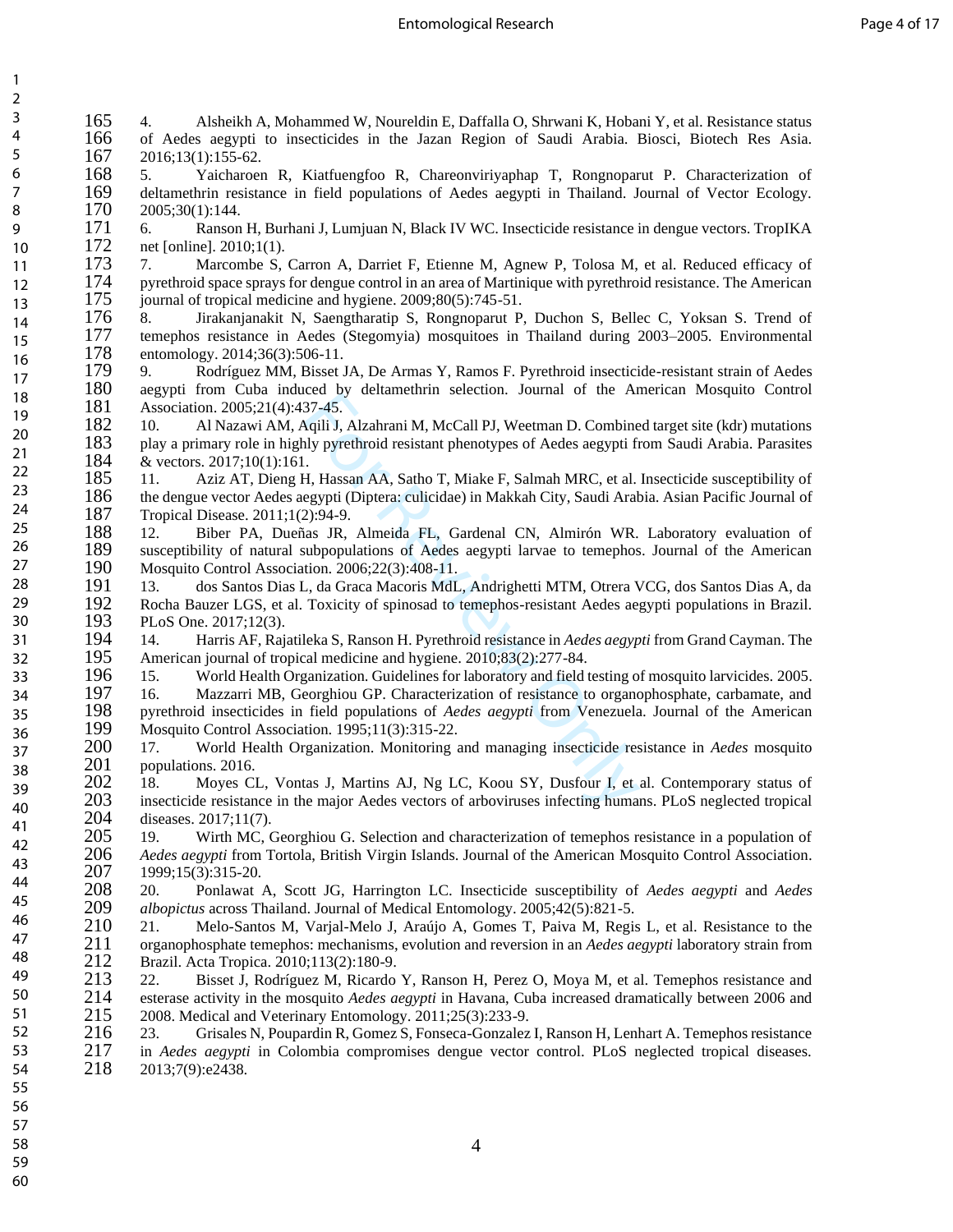4. Alsheikh A, Mohammed W, Noureldin E, Daffalla O, Shrwani K, Hobani Y, et al. Resistance status of Aedes aegypti to insecticides in the Jazan Region of Saudi Arabia. Biosci, Biotech Res Asia. 2016;13(1):155-62.

5. Yaicharoen R, Kiatfuengfoo R, Chareonviriyaphap T, Rongnoparut P. Characterization of deltamethrin resistance in field populations of Aedes aegypti in Thailand. Journal of Vector Ecology. 2005;30(1):144.

6. Ranson H, Burhani J, Lumjuan N, Black IV WC. Insecticide resistance in dengue vectors. TropIKA net [online]. 2010;1(1).

7. Marcombe S, Carron A, Darriet F, Etienne M, Agnew P, Tolosa M, et al. Reduced efficacy of pyrethroid space sprays for dengue control in an area of Martinique with pyrethroid resistance. The American journal of tropical medicine and hygiene. 2009;80(5):745-51.

8. Jirakanjanakit N, Saengtharatip S, Rongnoparut P, Duchon S, Bellec C, Yoksan S. Trend of temephos resistance in Aedes (Stegomyia) mosquitoes in Thailand during 2003–2005. Environmental entomology. 2014;36(3):506-11.

9. Rodríguez MM, Bisset JA, De Armas Y, Ramos F. Pyrethroid insecticide-resistant strain of Aedes aegypti from Cuba induced by deltamethrin selection. Journal of the American Mosquito Control Association. 2005;21(4):437-45.

10. Al Nazawi AM, Aqili J, Alzahrani M, McCall PJ, Weetman D. Combined target site (kdr) mutations play a primary role in highly pyrethroid resistant phenotypes of Aedes aegypti from Saudi Arabia. Parasites & vectors. 2017;10(1):161.

11. Aziz AT, Dieng H, Hassan AA, Satho T, Miake F, Salmah MRC, et al. Insecticide susceptibility of the dengue vector Aedes aegypti (Diptera: culicidae) in Makkah City, Saudi Arabia. Asian Pacific Journal of Tropical Disease. 2011;1(2):94-9.

12. Biber PA, Dueñas JR, Almeida FL, Gardenal CN, Almirón WR. Laboratory evaluation of susceptibility of natural subpopulations of Aedes aegypti larvae to temephos. Journal of the American Mosquito Control Association. 2006;22(3):408-11.

13. dos Santos Dias L, da Graca Macoris MdL, Andrighetti MTM, Otrera VCG, dos Santos Dias A, da Rocha Bauzer LGS, et al. Toxicity of spinosad to temephos-resistant Aedes aegypti populations in Brazil. PLoS One. 2017;12(3).

14. Harris AF, Rajatileka S, Ranson H. Pyrethroid resistance in *Aedes aegypti* from Grand Cayman. The American journal of tropical medicine and hygiene. 2010;83(2):277-84.

15. World Health Organization. Guidelines for laboratory and field testing of mosquito larvicides. 2005.

16. Mazzarri MB, Georghiou GP. Characterization of resistance to organophosphate, carbamate, and pyrethroid insecticides in field populations of *Aedes aegypti* from Venezuela. Journal of the American Mosquito Control Association. 1995;11(3):315-22.

17. World Health Organization. Monitoring and managing insecticide resistance in *Aedes* mosquito populations. 2016.

18. Moyes CL, Vontas J, Martins AJ, Ng LC, Koou SY, Dusfour I, et al. Contemporary status of insecticide resistance in the major Aedes vectors of arboviruses infecting humans. PLoS neglected tropical diseases. 2017;11(7).

19. Wirth MC, Georghiou G. Selection and characterization of temephos resistance in a population of *Aedes aegypti* from Tortola, British Virgin Islands. Journal of the American Mosquito Control Association. 1999;15(3):315-20.

20. Ponlawat A, Scott JG, Harrington LC. Insecticide susceptibility of *Aedes aegypti* and *Aedes albopictus* across Thailand. Journal of Medical Entomology. 2005;42(5):821-5.

21. Melo-Santos M, Varjal-Melo J, Araújo A, Gomes T, Paiva M, Regis L, et al. Resistance to the organophosphate temephos: mechanisms, evolution and reversion in an *Aedes aegypti* laboratory strain from Brazil. Acta Tropica. 2010;113(2):180-9.

22. Bisset J, Rodríguez M, Ricardo Y, Ranson H, Perez O, Moya M, et al. Temephos resistance and esterase activity in the mosquito *Aedes aegypti* in Havana, Cuba increased dramatically between 2006 and 2008. Medical and Veterinary Entomology. 2011;25(3):233-9.

23. Grisales N, Poupardin R, Gomez S, Fonseca-Gonzalez I, Ranson H, Lenhart A. Temephos resistance in *Aedes aegypti* in Colombia compromises dengue vector control. PLoS neglected tropical diseases. 2013;7(9):e2438.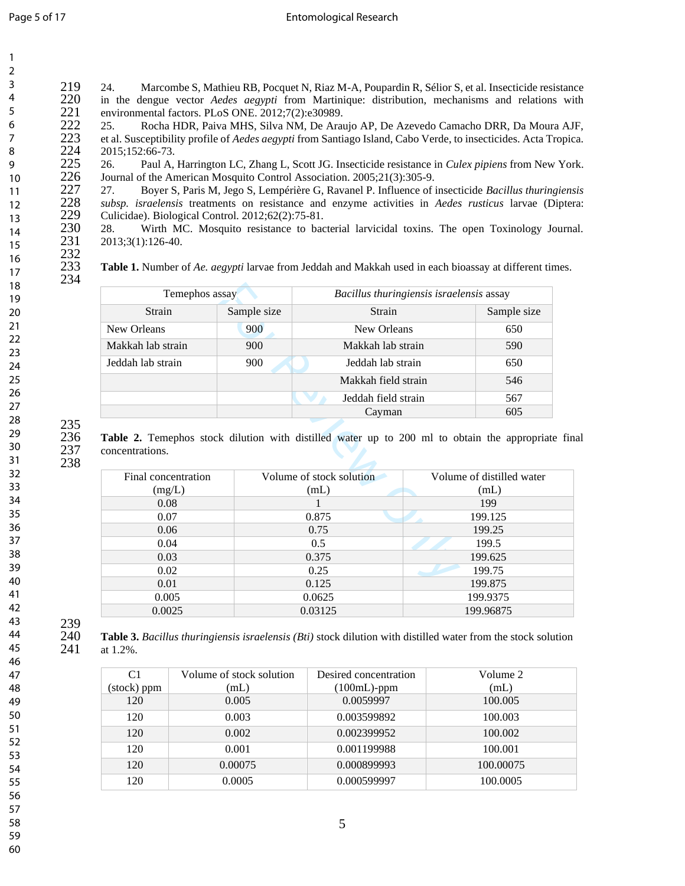24. Marcombe S, Mathieu RB, Pocquet N, Riaz M-A, Poupardin R, Sélior S, et al. Insecticide resistance in the dengue vector *Aedes aegypti* from Martinique: distribution, mechanisms and relations with environmental factors. PLoS ONE. 2012;7(2):e30989.
25. Rocha HDR, Paiva MHS, Silva NM, De Araujo AP, De Azevedo Camacho DRR, Da Moura AJF, et al. Susceptibility profile of *Aedes aegypti* from Santiago Island, Cabo Verde, to insecticides. Acta Tropica. 2015;152:66-73.
26. Paul A, Harrington LC, Zhang L, Scott JG. Insecticide resistance in *Culex pipiens* from New York. Journal of the American Mosquito Control Association. 2005;21(3):305-9.
27. Boyer S, Paris M, Jego S, Lempérière G, Ravanel P. Influence of insecticide *Bacillus thuringiensis subsp. israelensis* treatments on resistance and enzyme activities in *Aedes rusticus* larvae (Diptera: Culicidae). Biological Control. 2012;62(2):75-81.
28. Wirth MC. Mosquito resistance to bacterial larvicidal toxins. The open Toxinology Journal. 2013;3(1):126-40.

**Table 1.** Number of *Ae. aegypti* larvae from Jeddah and Makkah used in each bioassay at different times.

| Temephos assay | | *Bacillus thuringiensis israelensis* assay | |
|---|---|---|---|
| Strain | Sample size | Strain | Sample size |
| New Orleans | 900 | New Orleans | 650 |
| Makkah lab strain | 900 | Makkah lab strain | 590 |
| Jeddah lab strain | 900 | Jeddah lab strain | 650 |
| | | Makkah field strain | 546 |
| | | Jeddah field strain | 567 |
| | | Cayman | 605 |

**Table 2.** Temephos stock dilution with distilled water up to 200 ml to obtain the appropriate final concentrations.

| Final concentration (mg/L) | Volume of stock solution (mL) | Volume of distilled water (mL) |
|---|---|---|
| 0.08 | 1 | 199 |
| 0.07 | 0.875 | 199.125 |
| 0.06 | 0.75 | 199.25 |
| 0.04 | 0.5 | 199.5 |
| 0.03 | 0.375 | 199.625 |
| 0.02 | 0.25 | 199.75 |
| 0.01 | 0.125 | 199.875 |
| 0.005 | 0.0625 | 199.9375 |
| 0.0025 | 0.03125 | 199.96875 |

**Table 3.** *Bacillus thuringiensis israelensis (Bti)* stock dilution with distilled water from the stock solution at 1.2%.

| C1 (stock) ppm | Volume of stock solution (mL) | Desired concentration (100mL)-ppm | Volume 2 (mL) |
|---|---|---|---|
| 120 | 0.005 | 0.0059997 | 100.005 |
| 120 | 0.003 | 0.003599892 | 100.003 |
| 120 | 0.002 | 0.002399952 | 100.002 |
| 120 | 0.001 | 0.001199988 | 100.001 |
| 120 | 0.00075 | 0.000899993 | 100.00075 |
| 120 | 0.0005 | 0.000599997 | 100.0005 |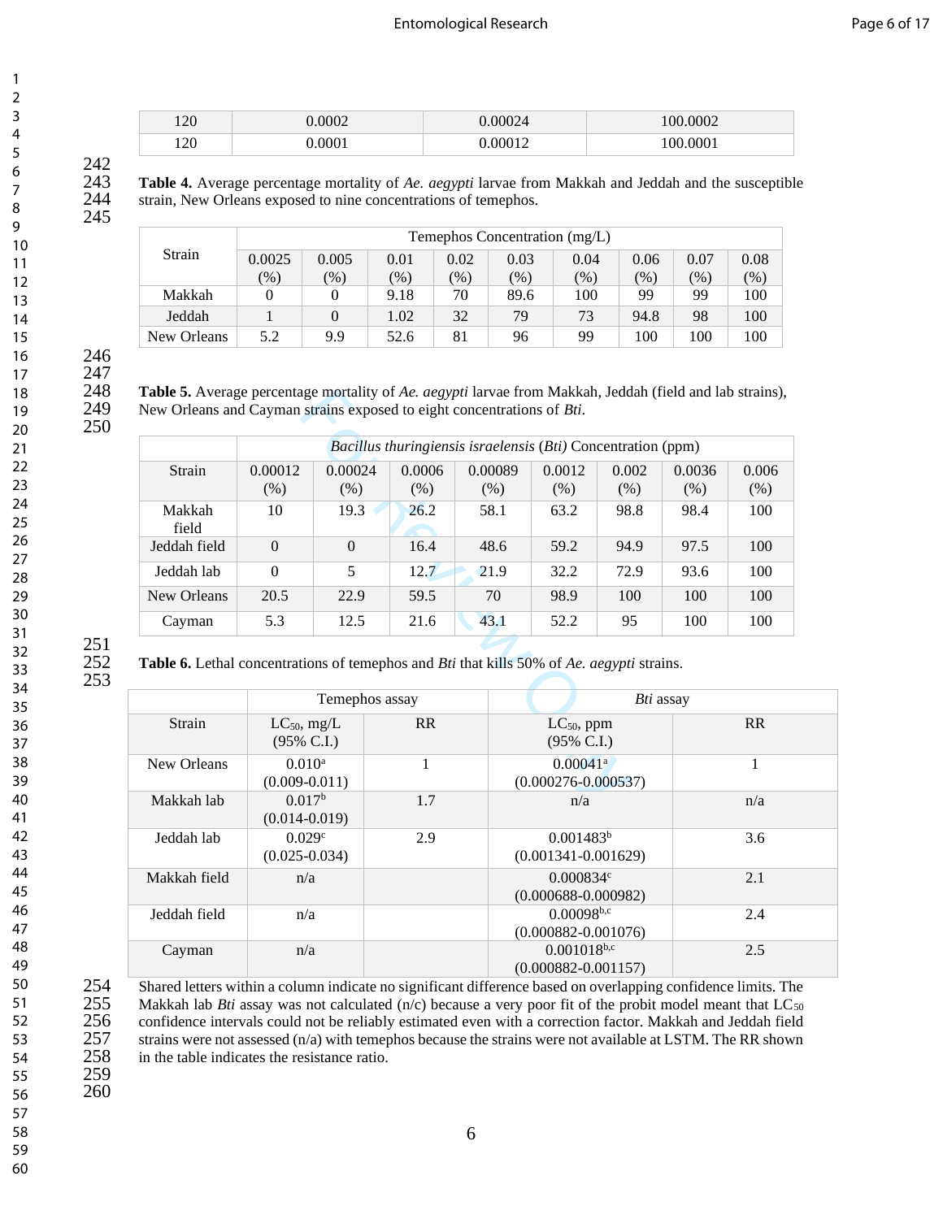| 120 | 0.0002 | 0.00024 | 100.0002 |
|---|---|---|---|
| 120 | 0.0001 | 0.00012 | 100.0001 |

**Table 4.** Average percentage mortality of *Ae. aegypti* larvae from Makkah and Jeddah and the susceptible strain, New Orleans exposed to nine concentrations of temephos.

| Strain | Temephos Concentration (mg/L) | | | | | | | | |
|---|---|---|---|---|---|---|---|---|---|
| | 0.0025 (%) | 0.005 (%) | 0.01 (%) | 0.02 (%) | 0.03 (%) | 0.04 (%) | 0.06 (%) | 0.07 (%) | 0.08 (%) |
| Makkah | 0 | 0 | 9.18 | 70 | 89.6 | 100 | 99 | 99 | 100 |
| Jeddah | 1 | 0 | 1.02 | 32 | 79 | 73 | 94.8 | 98 | 100 |
| New Orleans | 5.2 | 9.9 | 52.6 | 81 | 96 | 99 | 100 | 100 | 100 |

**Table 5.** Average percentage mortality of *Ae. aegypti* larvae from Makkah, Jeddah (field and lab strains), New Orleans and Cayman strains exposed to eight concentrations of *Bti*.

| | *Bacillus thuringiensis israelensis* (*Bti)* Concentration (ppm) | | | | | | | |
|---|---|---|---|---|---|---|---|---|
| Strain | 0.00012 (%) | 0.00024 (%) | 0.0006 (%) | 0.00089 (%) | 0.0012 (%) | 0.002 (%) | 0.0036 (%) | 0.006 (%) |
| Makkah field | 10 | 19.3 | 26.2 | 58.1 | 63.2 | 98.8 | 98.4 | 100 |
| Jeddah field | 0 | 0 | 16.4 | 48.6 | 59.2 | 94.9 | 97.5 | 100 |
| Jeddah lab | 0 | 5 | 12.7 | 21.9 | 32.2 | 72.9 | 93.6 | 100 |
| New Orleans | 20.5 | 22.9 | 59.5 | 70 | 98.9 | 100 | 100 | 100 |
| Cayman | 5.3 | 12.5 | 21.6 | 43.1 | 52.2 | 95 | 100 | 100 |

**Table 6.** Lethal concentrations of temephos and *Bti* that kills 50% of *Ae. aegypti* strains.

| | Temephos assay | | *Bti* assay | |
|---|---|---|---|---|
| Strain | $LC_{50}$, mg/L (95% C.I.) | RR | $LC_{50}$, ppm (95% C.I.) | RR |
| New Orleans | 0.010[a] (0.009-0.011) | 1 | 0.00041[a] (0.000276-0.000537) | 1 |
| Makkah lab | 0.017[b] (0.014-0.019) | 1.7 | n/a | n/a |
| Jeddah lab | 0.029[c] (0.025-0.034) | 2.9 | 0.001483[b] (0.001341-0.001629) | 3.6 |
| Makkah field | n/a | | 0.000834[c] (0.000688-0.000982) | 2.1 |
| Jeddah field | n/a | | 0.00098[b,c] (0.000882-0.001076) | 2.4 |
| Cayman | n/a | | 0.001018[b,c] (0.000882-0.001157) | 2.5 |

Shared letters within a column indicate no significant difference based on overlapping confidence limits. The Makkah lab *Bti* assay was not calculated (n/c) because a very poor fit of the probit model meant that $LC_{50}$ confidence intervals could not be reliably estimated even with a correction factor. Makkah and Jeddah field strains were not assessed (n/a) with temephos because the strains were not available at LSTM. The RR shown in the table indicates the resistance ratio.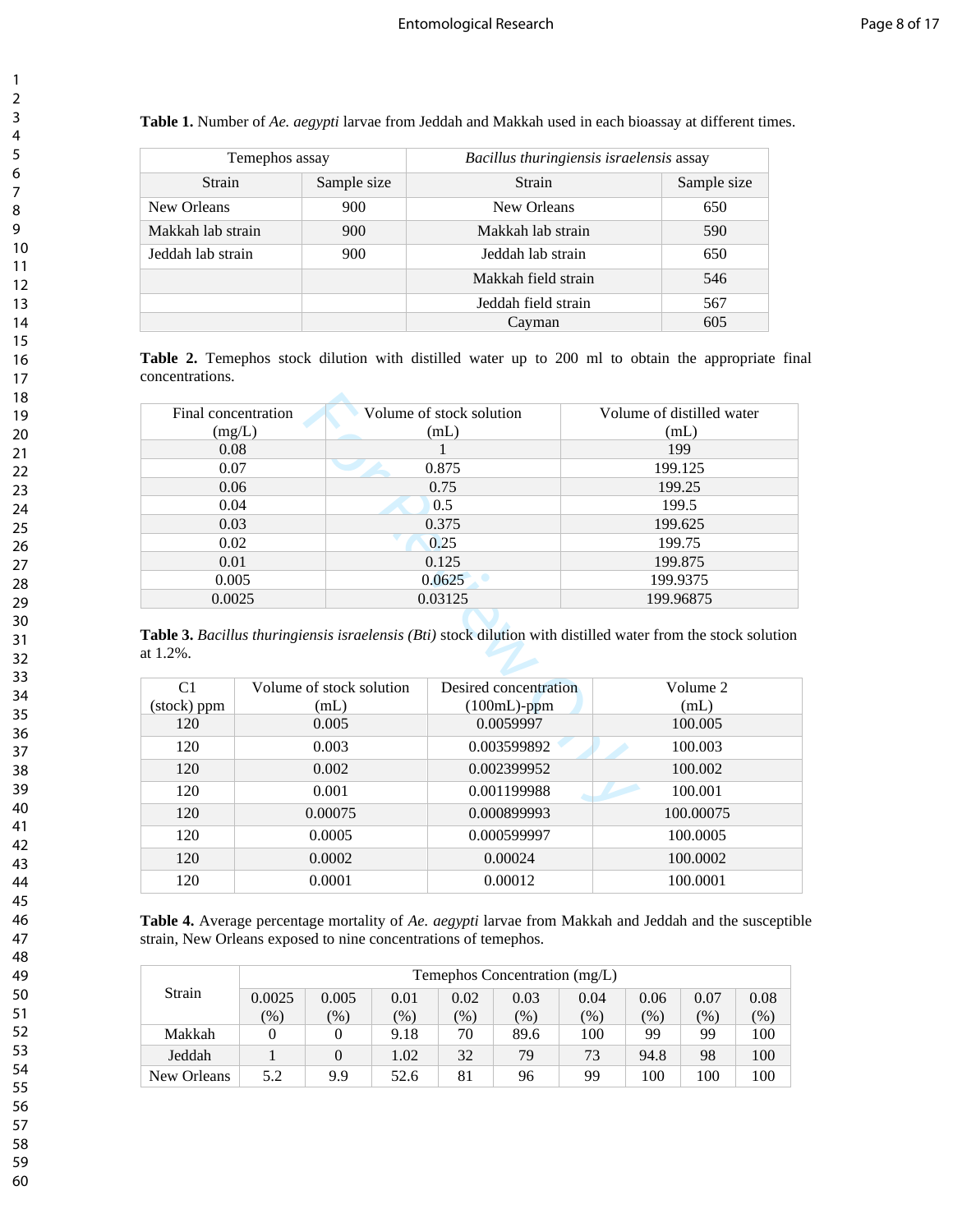**Table 1.** Number of *Ae. aegypti* larvae from Jeddah and Makkah used in each bioassay at different times.

| Temephos assay | | *Bacillus thuringiensis israelensis* assay | |
|---|---|---|---|
| Strain | Sample size | Strain | Sample size |
| New Orleans | 900 | New Orleans | 650 |
| Makkah lab strain | 900 | Makkah lab strain | 590 |
| Jeddah lab strain | 900 | Jeddah lab strain | 650 |
| | | Makkah field strain | 546 |
| | | Jeddah field strain | 567 |
| | | Cayman | 605 |

**Table 2.** Temephos stock dilution with distilled water up to 200 ml to obtain the appropriate final concentrations.

| Final concentration (mg/L) | Volume of stock solution (mL) | Volume of distilled water (mL) |
|---|---|---|
| 0.08 | 1 | 199 |
| 0.07 | 0.875 | 199.125 |
| 0.06 | 0.75 | 199.25 |
| 0.04 | 0.5 | 199.5 |
| 0.03 | 0.375 | 199.625 |
| 0.02 | 0.25 | 199.75 |
| 0.01 | 0.125 | 199.875 |
| 0.005 | 0.0625 | 199.9375 |
| 0.0025 | 0.03125 | 199.96875 |

**Table 3.** *Bacillus thuringiensis israelensis (Bti)* stock dilution with distilled water from the stock solution at 1.2%.

| C1 (stock) ppm | Volume of stock solution (mL) | Desired concentration (100mL)-ppm | Volume 2 (mL) |
|---|---|---|---|
| 120 | 0.005 | 0.0059997 | 100.005 |
| 120 | 0.003 | 0.003599892 | 100.003 |
| 120 | 0.002 | 0.002399952 | 100.002 |
| 120 | 0.001 | 0.001199988 | 100.001 |
| 120 | 0.00075 | 0.000899993 | 100.00075 |
| 120 | 0.0005 | 0.000599997 | 100.0005 |
| 120 | 0.0002 | 0.00024 | 100.0002 |
| 120 | 0.0001 | 0.00012 | 100.0001 |

**Table 4.** Average percentage mortality of *Ae. aegypti* larvae from Makkah and Jeddah and the susceptible strain, New Orleans exposed to nine concentrations of temephos.

| Strain | Temephos Concentration (mg/L) | | | | | | | | |
|---|---|---|---|---|---|---|---|---|---|
| | 0.0025 (%) | 0.005 (%) | 0.01 (%) | 0.02 (%) | 0.03 (%) | 0.04 (%) | 0.06 (%) | 0.07 (%) | 0.08 (%) |
| Makkah | 0 | 0 | 9.18 | 70 | 89.6 | 100 | 99 | 99 | 100 |
| Jeddah | 1 | 0 | 1.02 | 32 | 79 | 73 | 94.8 | 98 | 100 |
| New Orleans | 5.2 | 9.9 | 52.6 | 81 | 96 | 99 | 100 | 100 | 100 |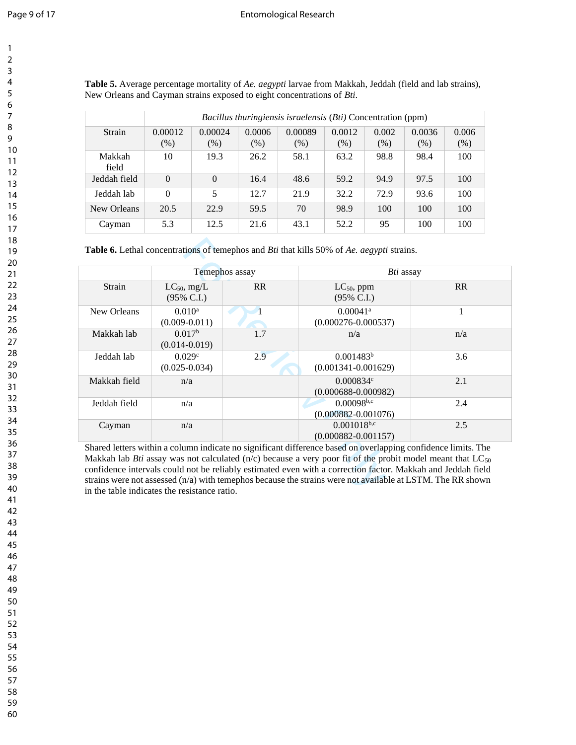**Table 5.** Average percentage mortality of *Ae. aegypti* larvae from Makkah, Jeddah (field and lab strains), New Orleans and Cayman strains exposed to eight concentrations of *Bti*.

| | *Bacillus thuringiensis israelensis* (*Bti*) Concentration (ppm) | | | | | | | |
|---|---|---|---|---|---|---|---|---|
| Strain | 0.00012 (%) | 0.00024 (%) | 0.0006 (%) | 0.00089 (%) | 0.0012 (%) | 0.002 (%) | 0.0036 (%) | 0.006 (%) |
| Makkah field | 10 | 19.3 | 26.2 | 58.1 | 63.2 | 98.8 | 98.4 | 100 |
| Jeddah field | 0 | 0 | 16.4 | 48.6 | 59.2 | 94.9 | 97.5 | 100 |
| Jeddah lab | 0 | 5 | 12.7 | 21.9 | 32.2 | 72.9 | 93.6 | 100 |
| New Orleans | 20.5 | 22.9 | 59.5 | 70 | 98.9 | 100 | 100 | 100 |
| Cayman | 5.3 | 12.5 | 21.6 | 43.1 | 52.2 | 95 | 100 | 100 |

**Table 6.** Lethal concentrations of temephos and *Bti* that kills 50% of *Ae. aegypti* strains.

| | Temephos assay | | *Bti* assay | |
|---|---|---|---|---|
| Strain | $LC_{50}$, mg/L (95% C.I.) | RR | $LC_{50}$, ppm (95% C.I.) | RR |
| New Orleans | 0.010[a] (0.009-0.011) | 1 | 0.00041[a] (0.000276-0.000537) | 1 |
| Makkah lab | 0.017[b] (0.014-0.019) | 1.7 | n/a | n/a |
| Jeddah lab | 0.029[c] (0.025-0.034) | 2.9 | 0.001483[b] (0.001341-0.001629) | 3.6 |
| Makkah field | n/a | | 0.000834[c] (0.000688-0.000982) | 2.1 |
| Jeddah field | n/a | | 0.00098[b,c] (0.000882-0.001076) | 2.4 |
| Cayman | n/a | | 0.001018[b,c] (0.000882-0.001157) | 2.5 |

Shared letters within a column indicate no significant difference based on overlapping confidence limits. The Makkah lab *Bti* assay was not calculated (n/c) because a very poor fit of the probit model meant that $LC_{50}$ confidence intervals could not be reliably estimated even with a correction factor. Makkah and Jeddah field strains were not assessed (n/a) with temephos because the strains were not available at LSTM. The RR shown in the table indicates the resistance ratio.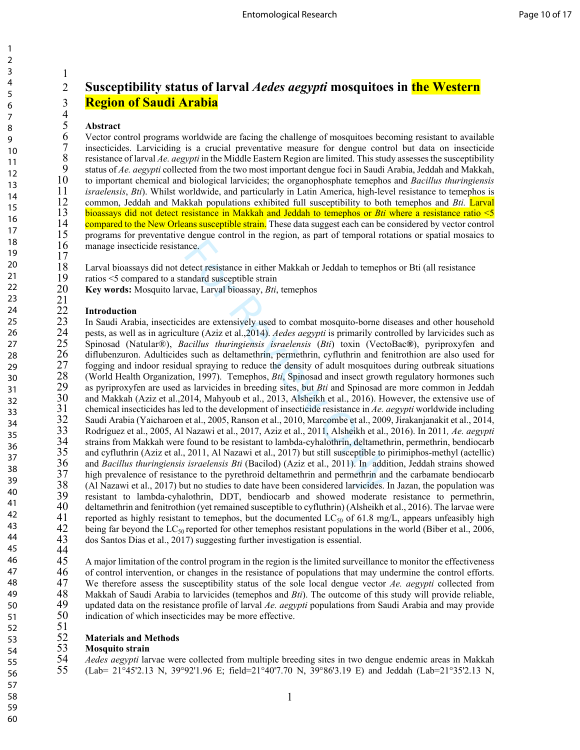# Susceptibility status of larval *Aedes aegypti* mosquitoes in the Western Region of Saudi Arabia

## Abstract

Vector control programs worldwide are facing the challenge of mosquitoes becoming resistant to available insecticides. Larviciding is a crucial preventative measure for dengue control but data on insecticide resistance of larval *Ae. aegypti* in the Middle Eastern Region are limited. This study assesses the susceptibility status of *Ae. aegypti* collected from the two most important dengue foci in Saudi Arabia, Jeddah and Makkah, to important chemical and biological larvicides; the organophosphate temephos and *Bacillus thuringiensis israelensis*, *Bti*). Whilst worldwide, and particularly in Latin America, high-level resistance to temephos is common, Jeddah and Makkah populations exhibited full susceptibility to both temephos and *Bti.* Larval bioassays did not detect resistance in Makkah and Jeddah to temephos or *Bti* where a resistance ratio <5 compared to the New Orleans susceptible strain. These data suggest each can be considered by vector control programs for preventative dengue control in the region, as part of temporal rotations or spatial mosaics to manage insecticide resistance.

Larval bioassays did not detect resistance in either Makkah or Jeddah to temephos or Bti (all resistance ratios <5 compared to a standard susceptible strain

**Key words:** Mosquito larvae, Larval bioassay, *Bti*, temephos

## Introduction

In Saudi Arabia, insecticides are extensively used to combat mosquito-borne diseases and other household pests, as well as in agriculture (Aziz et al.,2014). *Aedes aegypti* is primarily controlled by larvicides such as Spinosad (Natular®), *Bacillus thuringiensis israelensis* (*Bti*) toxin (VectoBac**®**), pyriproxyfen and diflubenzuron. Adulticides such as deltamethrin, permethrin, cyfluthrin and fenitrothion are also used for fogging and indoor residual spraying to reduce the density of adult mosquitoes during outbreak situations (World Health Organization, 1997). Temephos, *Bti*, Spinosad and insect growth regulatory hormones such as pyriproxyfen are used as larvicides in breeding sites, but *Bti* and Spinosad are more common in Jeddah and Makkah (Aziz et al.,2014, Mahyoub et al., 2013, Alsheikh et al., 2016). However, the extensive use of chemical insecticides has led to the development of insecticide resistance in *Ae. aegypti* worldwide including Saudi Arabia (Yaicharoen et al., 2005, Ranson et al., 2010, Marcombe et al., 2009, Jirakanjanakit et al., 2014, Rodríguez et al., 2005, Al Nazawi et al., 2017, Aziz et al., 2011, Alsheikh et al., 2016). In 2011*, Ae. aegypti* strains from Makkah were found to be resistant to lambda-cyhalothrin, deltamethrin, permethrin, bendiocarb and cyfluthrin (Aziz et al., 2011, Al Nazawi et al., 2017) but still susceptible to pirimiphos-methyl (actellic) and *Bacillus thuringiensis israelensis Bti* (Bacilod) (Aziz et al., 2011). In addition, Jeddah strains showed high prevalence of resistance to the pyrethroid deltamethrin and permethrin and the carbamate bendiocarb (Al Nazawi et al., 2017) but no studies to date have been considered larvicides. In Jazan, the population was resistant to lambda-cyhalothrin, DDT, bendiocarb and showed moderate resistance to permethrin, deltamethrin and fenitrothion (yet remained susceptible to cyfluthrin) (Alsheikh et al., 2016). The larvae were reported as highly resistant to temephos, but the documented $LC_{50}$ of 61.8 mg/L, appears unfeasibly high being far beyond the $LC_{50}$ reported for other temephos resistant populations in the world (Biber et al., 2006, dos Santos Dias et al., 2017) suggesting further investigation is essential.

A major limitation of the control program in the region is the limited surveillance to monitor the effectiveness of control intervention, or changes in the resistance of populations that may undermine the control efforts. We therefore assess the susceptibility status of the sole local dengue vector *Ae. aegypti* collected from Makkah of Saudi Arabia to larvicides (temephos and *Bti*). The outcome of this study will provide reliable, updated data on the resistance profile of larval *Ae. aegypti* populations from Saudi Arabia and may provide indication of which insecticides may be more effective.

## Materials and Methods

### Mosquito strain

*Aedes aegypti* larvae were collected from multiple breeding sites in two dengue endemic areas in Makkah (Lab= 21°45'2.13 N, 39°92'1.96 E; field=21°40'7.70 N, 39°86'3.19 E) and Jeddah (Lab=21°35'2.13 N,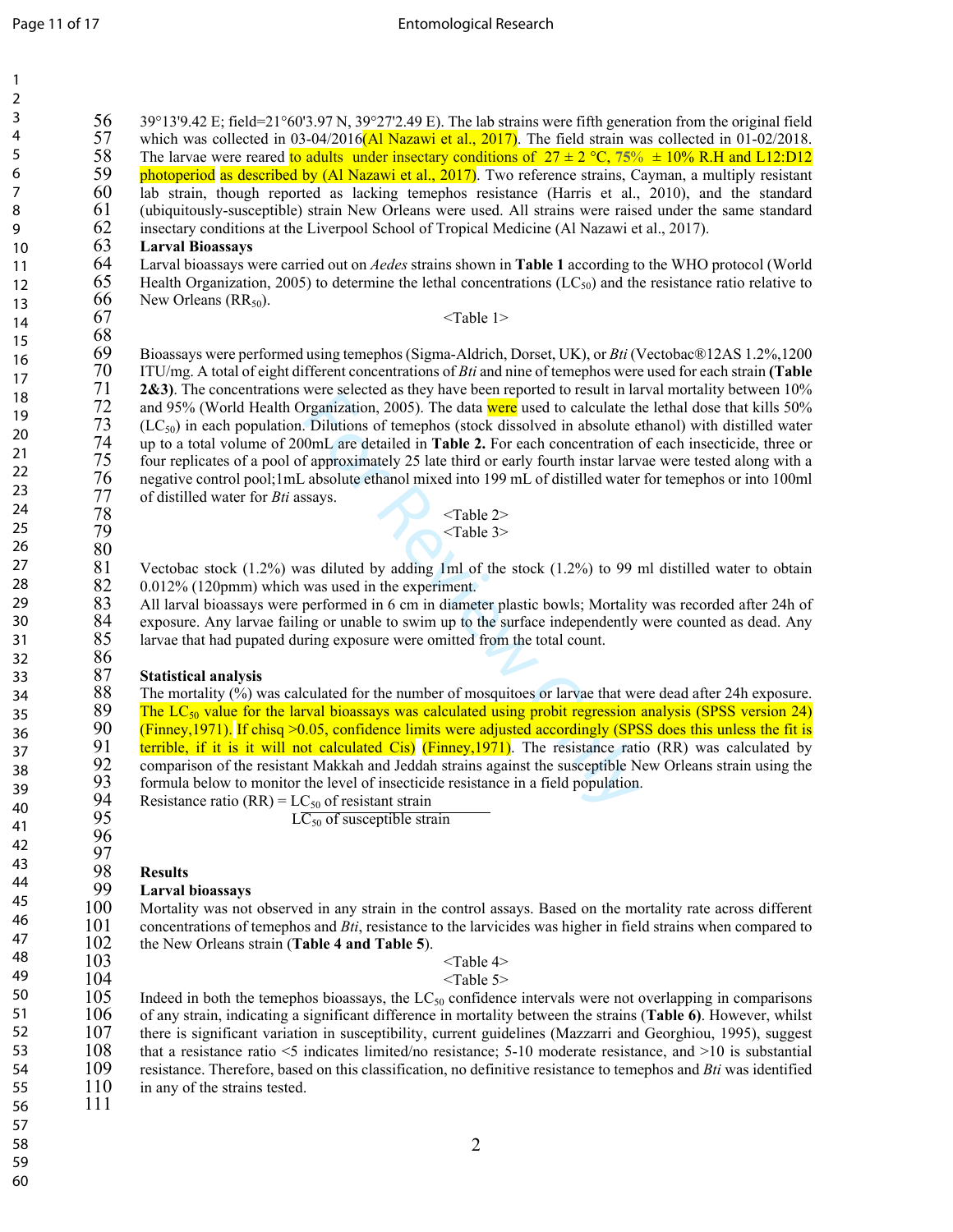39°13'9.42 E; field=21°60'3.97 N, 39°27'2.49 E). The lab strains were fifth generation from the original field which was collected in 03-04/2016(Al Nazawi et al., 2017). The field strain was collected in 01-02/2018. The larvae were reared to adults under insectary conditions of 27 ± 2 °C, 75% ± 10% R.H and L12:D12 photoperiod as described by (Al Nazawi et al., 2017). Two reference strains, Cayman, a multiply resistant lab strain, though reported as lacking temephos resistance (Harris et al., 2010), and the standard (ubiquitously-susceptible) strain New Orleans were used. All strains were raised under the same standard insectary conditions at the Liverpool School of Tropical Medicine (Al Nazawi et al., 2017).

**Larval Bioassays**

Larval bioassays were carried out on *Aedes* strains shown in **Table 1** according to the WHO protocol (World Health Organization, 2005) to determine the lethal concentrations ($LC_{50}$) and the resistance ratio relative to New Orleans ($RR_{50}$).

<Table 1>

Bioassays were performed using temephos (Sigma-Aldrich, Dorset, UK), or *Bti* (Vectobac®12AS 1.2%,1200 ITU/mg. A total of eight different concentrations of *Bti* and nine of temephos were used for each strain **(Table 2&3)**. The concentrations were selected as they have been reported to result in larval mortality between 10% and 95% (World Health Organization, 2005). The data were used to calculate the lethal dose that kills 50% ($LC_{50}$) in each population. Dilutions of temephos (stock dissolved in absolute ethanol) with distilled water up to a total volume of 200mL are detailed in **Table 2.** For each concentration of each insecticide, three or four replicates of a pool of approximately 25 late third or early fourth instar larvae were tested along with a negative control pool;1mL absolute ethanol mixed into 199 mL of distilled water for temephos or into 100ml of distilled water for *Bti* assays.

<Table 2>
<Table 3>

Vectobac stock (1.2%) was diluted by adding 1ml of the stock (1.2%) to 99 ml distilled water to obtain 0.012% (120pmm) which was used in the experiment.

All larval bioassays were performed in 6 cm in diameter plastic bowls; Mortality was recorded after 24h of exposure. Any larvae failing or unable to swim up to the surface independently were counted as dead. Any larvae that had pupated during exposure were omitted from the total count.

**Statistical analysis**

The mortality (%) was calculated for the number of mosquitoes or larvae that were dead after 24h exposure. The $LC_{50}$ value for the larval bioassays was calculated using probit regression analysis (SPSS version 24) (Finney,1971). If chisq >0.05, confidence limits were adjusted accordingly (SPSS does this unless the fit is terrible, if it is it will not calculated Cis) (Finney,1971). The resistance ratio (RR) was calculated by comparison of the resistant Makkah and Jeddah strains against the susceptible New Orleans strain using the formula below to monitor the level of insecticide resistance in a field population.

$$\text{Resistance ratio (RR)} = \frac{LC_{50} \text{ of resistant strain}}{LC_{50} \text{ of susceptible strain}}$$

## Results

**Larval bioassays**

Mortality was not observed in any strain in the control assays. Based on the mortality rate across different concentrations of temephos and *Bti*, resistance to the larvicides was higher in field strains when compared to the New Orleans strain (**Table 4 and Table 5**).

<Table 4>
<Table 5>

Indeed in both the temephos bioassays, the $LC_{50}$ confidence intervals were not overlapping in comparisons of any strain, indicating a significant difference in mortality between the strains (**Table 6)**. However, whilst there is significant variation in susceptibility, current guidelines (Mazzarri and Georghiou, 1995), suggest that a resistance ratio <5 indicates limited/no resistance; 5-10 moderate resistance, and >10 is substantial resistance. Therefore, based on this classification, no definitive resistance to temephos and *Bti* was identified in any of the strains tested.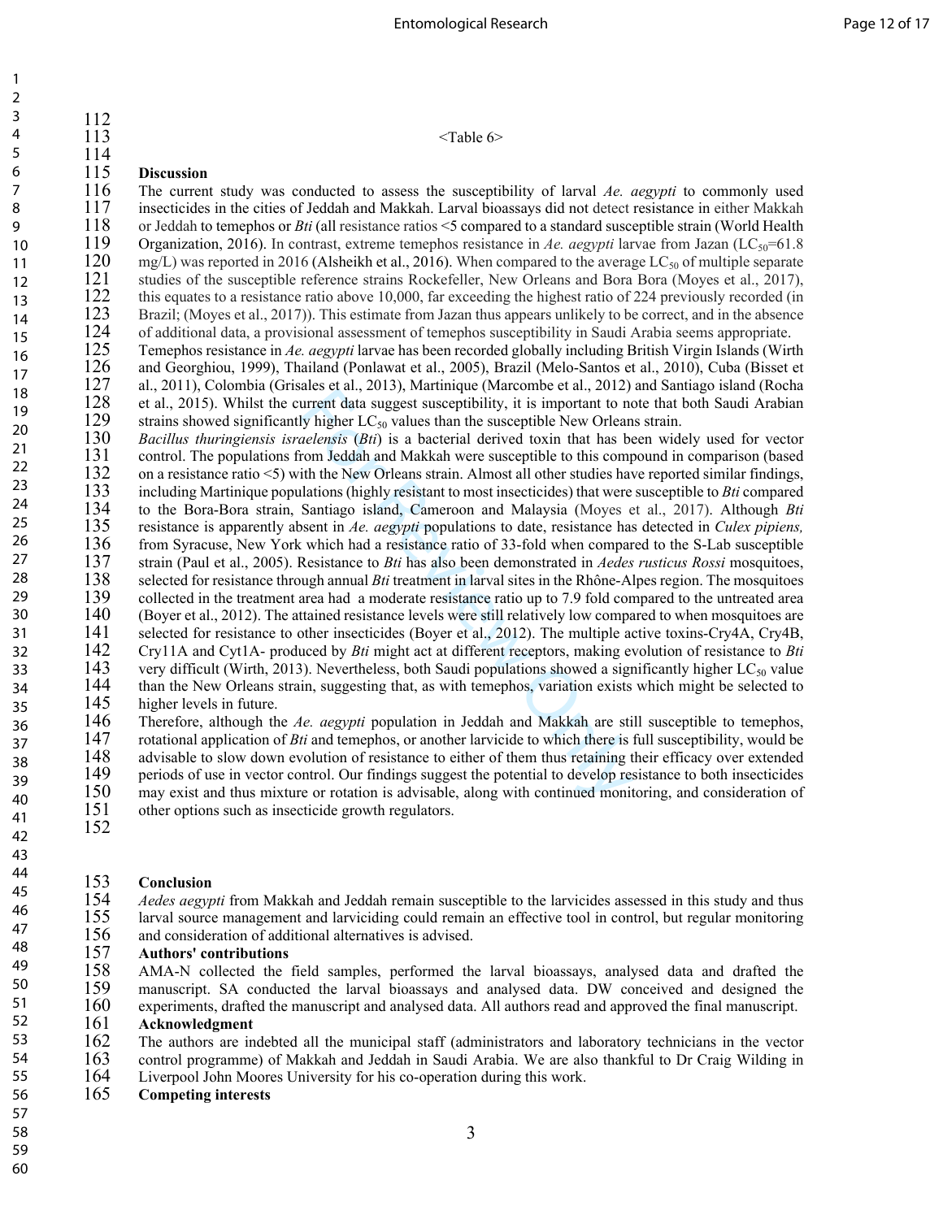<Table 6>

## Discussion

The current study was conducted to assess the susceptibility of larval *Ae. aegypti* to commonly used insecticides in the cities of Jeddah and Makkah. Larval bioassays did not detect resistance in either Makkah or Jeddah to temephos or *Bti* (all resistance ratios <5 compared to a standard susceptible strain (World Health Organization, 2016). In contrast, extreme temephos resistance in *Ae. aegypti* larvae from Jazan ($LC_{50}$=61.8 mg/L) was reported in 2016 (Alsheikh et al., 2016). When compared to the average $LC_{50}$ of multiple separate studies of the susceptible reference strains Rockefeller, New Orleans and Bora Bora (Moyes et al., 2017), this equates to a resistance ratio above 10,000, far exceeding the highest ratio of 224 previously recorded (in Brazil; (Moyes et al., 2017)). This estimate from Jazan thus appears unlikely to be correct, and in the absence of additional data, a provisional assessment of temephos susceptibility in Saudi Arabia seems appropriate.

Temephos resistance in *Ae. aegypti* larvae has been recorded globally including British Virgin Islands (Wirth and Georghiou, 1999), Thailand (Ponlawat et al., 2005), Brazil (Melo-Santos et al., 2010), Cuba (Bisset et al., 2011), Colombia (Grisales et al., 2013), Martinique (Marcombe et al., 2012) and Santiago island (Rocha et al., 2015). Whilst the current data suggest susceptibility, it is important to note that both Saudi Arabian strains showed significantly higher $LC_{50}$ values than the susceptible New Orleans strain.

*Bacillus thuringiensis israelensis* (*Bti*) is a bacterial derived toxin that has been widely used for vector control. The populations from Jeddah and Makkah were susceptible to this compound in comparison (based on a resistance ratio <5) with the New Orleans strain. Almost all other studies have reported similar findings, including Martinique populations (highly resistant to most insecticides) that were susceptible to *Bti* compared to the Bora-Bora strain, Santiago island, Cameroon and Malaysia (Moyes et al., 2017). Although *Bti* resistance is apparently absent in *Ae. aegypti* populations to date, resistance has detected in *Culex pipiens,* from Syracuse, New York which had a resistance ratio of 33-fold when compared to the S-Lab susceptible strain (Paul et al., 2005). Resistance to *Bti* has also been demonstrated in *Aedes rusticus Rossi* mosquitoes, selected for resistance through annual *Bti* treatment in larval sites in the Rhône-Alpes region. The mosquitoes collected in the treatment area had a moderate resistance ratio up to 7.9 fold compared to the untreated area (Boyer et al., 2012). The attained resistance levels were still relatively low compared to when mosquitoes are selected for resistance to other insecticides (Boyer et al., 2012). The multiple active toxins-Cry4A, Cry4B, Cry11A and Cyt1A- produced by *Bti* might act at different receptors, making evolution of resistance to *Bti* very difficult (Wirth, 2013). Nevertheless, both Saudi populations showed a significantly higher $LC_{50}$ value than the New Orleans strain, suggesting that, as with temephos, variation exists which might be selected to higher levels in future.

Therefore, although the *Ae. aegypti* population in Jeddah and Makkah are still susceptible to temephos, rotational application of *Bti* and temephos, or another larvicide to which there is full susceptibility, would be advisable to slow down evolution of resistance to either of them thus retaining their efficacy over extended periods of use in vector control. Our findings suggest the potential to develop resistance to both insecticides may exist and thus mixture or rotation is advisable, along with continued monitoring, and consideration of other options such as insecticide growth regulators.

## Conclusion

*Aedes aegypti* from Makkah and Jeddah remain susceptible to the larvicides assessed in this study and thus larval source management and larviciding could remain an effective tool in control, but regular monitoring and consideration of additional alternatives is advised.

### Authors' contributions

AMA-N collected the field samples, performed the larval bioassays, analysed data and drafted the manuscript. SA conducted the larval bioassays and analysed data. DW conceived and designed the experiments, drafted the manuscript and analysed data. All authors read and approved the final manuscript.

### Acknowledgment

The authors are indebted all the municipal staff (administrators and laboratory technicians in the vector control programme) of Makkah and Jeddah in Saudi Arabia. We are also thankful to Dr Craig Wilding in Liverpool John Moores University for his co-operation during this work.

### Competing interests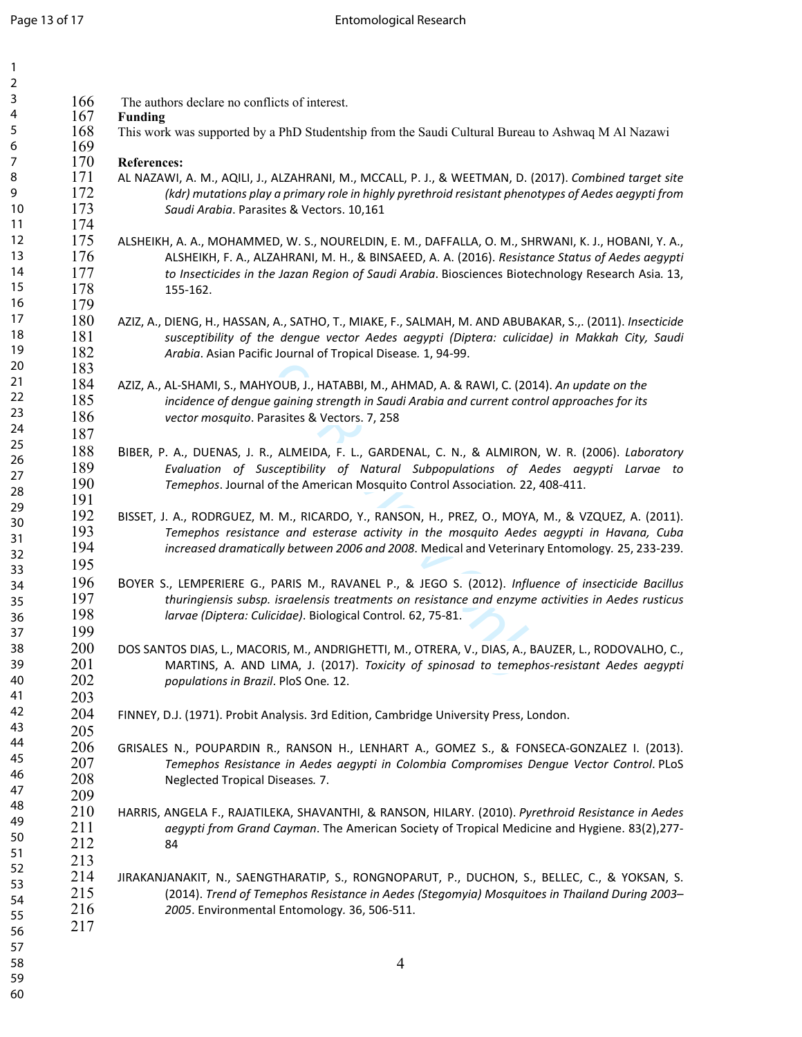The authors declare no conflicts of interest.

**Funding**

This work was supported by a PhD Studentship from the Saudi Cultural Bureau to Ashwaq M Al Nazawi

**References:**

AL NAZAWI, A. M., AQILI, J., ALZAHRANI, M., MCCALL, P. J., & WEETMAN, D. (2017). *Combined target site (kdr) mutations play a primary role in highly pyrethroid resistant phenotypes of Aedes aegypti from Saudi Arabia*. Parasites & Vectors. 10,161

ALSHEIKH, A. A., MOHAMMED, W. S., NOURELDIN, E. M., DAFFALLA, O. M., SHRWANI, K. J., HOBANI, Y. A., ALSHEIKH, F. A., ALZAHRANI, M. H., & BINSAEED, A. A. (2016). *Resistance Status of Aedes aegypti to Insecticides in the Jazan Region of Saudi Arabia*. Biosciences Biotechnology Research Asia. 13, 155-162.

AZIZ, A., DIENG, H., HASSAN, A., SATHO, T., MIAKE, F., SALMAH, M. AND ABUBAKAR, S.,. (2011). *Insecticide susceptibility of the dengue vector Aedes aegypti (Diptera: culicidae) in Makkah City, Saudi Arabia*. Asian Pacific Journal of Tropical Disease. 1, 94-99.

AZIZ, A., AL-SHAMI, S., MAHYOUB, J., HATABBI, M., AHMAD, A. & RAWI, C. (2014). *An update on the incidence of dengue gaining strength in Saudi Arabia and current control approaches for its vector mosquito*. Parasites & Vectors. 7, 258

BIBER, P. A., DUENAS, J. R., ALMEIDA, F. L., GARDENAL, C. N., & ALMIRON, W. R. (2006). *Laboratory Evaluation of Susceptibility of Natural Subpopulations of Aedes aegypti Larvae to Temephos*. Journal of the American Mosquito Control Association. 22, 408-411.

BISSET, J. A., RODRGUEZ, M. M., RICARDO, Y., RANSON, H., PREZ, O., MOYA, M., & VZQUEZ, A. (2011). *Temephos resistance and esterase activity in the mosquito Aedes aegypti in Havana, Cuba increased dramatically between 2006 and 2008*. Medical and Veterinary Entomology. 25, 233-239.

BOYER S., LEMPERIERE G., PARIS M., RAVANEL P., & JEGO S. (2012). *Influence of insecticide Bacillus thuringiensis subsp. israelensis treatments on resistance and enzyme activities in Aedes rusticus larvae (Diptera: Culicidae)*. Biological Control. 62, 75-81.

DOS SANTOS DIAS, L., MACORIS, M., ANDRIGHETTI, M., OTRERA, V., DIAS, A., BAUZER, L., RODOVALHO, C., MARTINS, A. AND LIMA, J. (2017). *Toxicity of spinosad to temephos-resistant Aedes aegypti populations in Brazil*. PloS One. 12.

FINNEY, D.J. (1971). Probit Analysis. 3rd Edition, Cambridge University Press, London.

GRISALES N., POUPARDIN R., RANSON H., LENHART A., GOMEZ S., & FONSECA-GONZALEZ I. (2013). *Temephos Resistance in Aedes aegypti in Colombia Compromises Dengue Vector Control*. PLoS Neglected Tropical Diseases. 7.

HARRIS, ANGELA F., RAJATILEKA, SHAVANTHI, & RANSON, HILARY. (2010). *Pyrethroid Resistance in Aedes aegypti from Grand Cayman*. The American Society of Tropical Medicine and Hygiene. 83(2),277-84

JIRAKANJANAKIT, N., SAENGTHARATIP, S., RONGNOPARUT, P., DUCHON, S., BELLEC, C., & YOKSAN, S. (2014). *Trend of Temephos Resistance in Aedes (Stegomyia) Mosquitoes in Thailand During 2003–2005*. Environmental Entomology. 36, 506-511.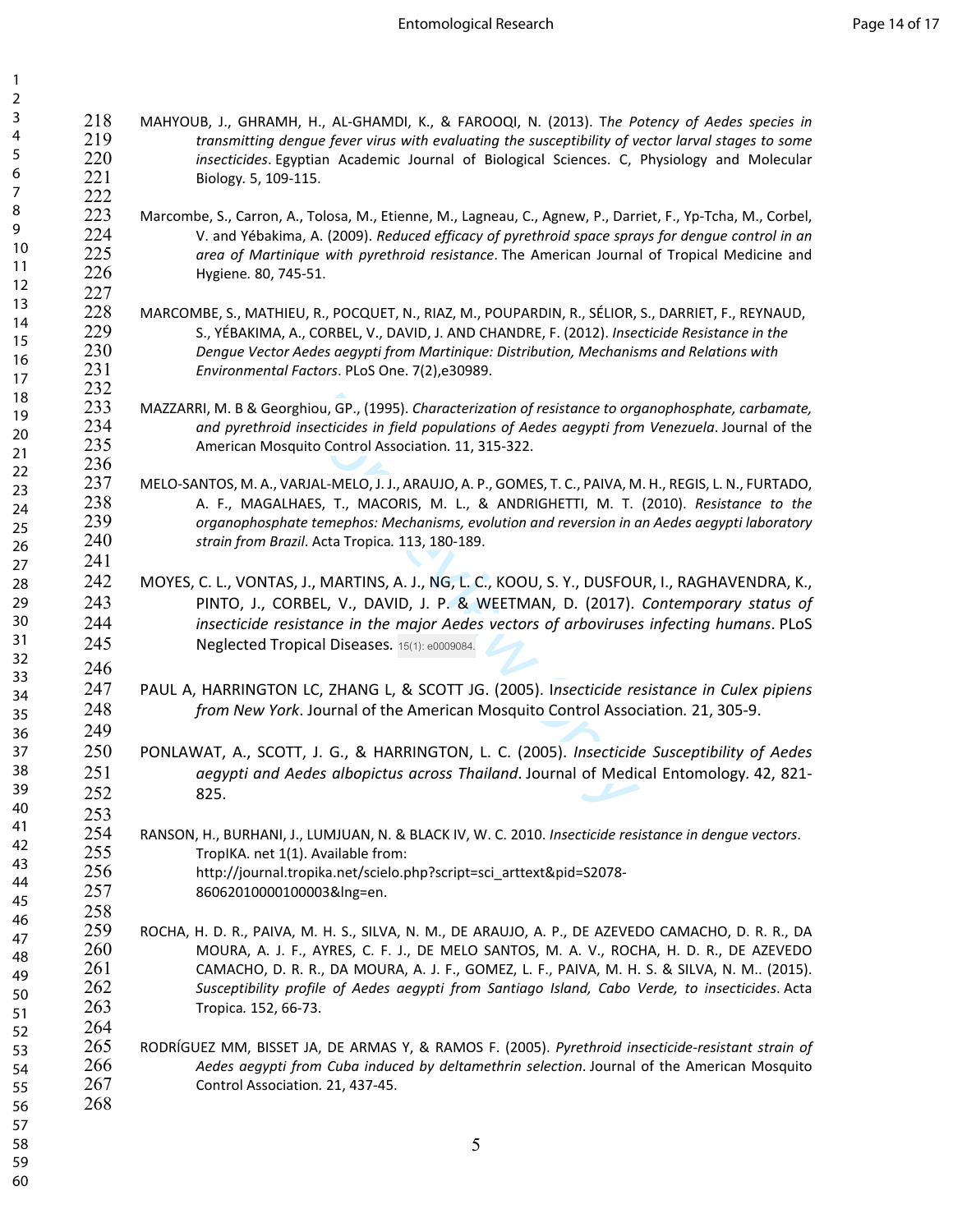MAHYOUB, J., GHRAMH, H., AL-GHAMDI, K., & FAROOQI, N. (2013). T*he Potency of Aedes species in transmitting dengue fever virus with evaluating the susceptibility of vector larval stages to some insecticides*. Egyptian Academic Journal of Biological Sciences. C, Physiology and Molecular Biology. 5, 109-115.

Marcombe, S., Carron, A., Tolosa, M., Etienne, M., Lagneau, C., Agnew, P., Darriet, F., Yp-Tcha, M., Corbel, V. and Yébakima, A. (2009). *Reduced efficacy of pyrethroid space sprays for dengue control in an area of Martinique with pyrethroid resistance*. The American Journal of Tropical Medicine and Hygiene. 80, 745-51.

MARCOMBE, S., MATHIEU, R., POCQUET, N., RIAZ, M., POUPARDIN, R., SÉLIOR, S., DARRIET, F., REYNAUD, S., YÉBAKIMA, A., CORBEL, V., DAVID, J. AND CHANDRE, F. (2012). *Insecticide Resistance in the Dengue Vector Aedes aegypti from Martinique: Distribution, Mechanisms and Relations with Environmental Factors*. PLoS One. 7(2),e30989.

MAZZARRI, M. B & Georghiou, GP., (1995). *Characterization of resistance to organophosphate, carbamate, and pyrethroid insecticides in field populations of Aedes aegypti from Venezuela*. Journal of the American Mosquito Control Association. 11, 315-322.

MELO-SANTOS, M. A., VARJAL-MELO, J. J., ARAUJO, A. P., GOMES, T. C., PAIVA, M. H., REGIS, L. N., FURTADO, A. F., MAGALHAES, T., MACORIS, M. L., & ANDRIGHETTI, M. T. (2010). *Resistance to the organophosphate temephos: Mechanisms, evolution and reversion in an Aedes aegypti laboratory strain from Brazil*. Acta Tropica. 113, 180-189.

MOYES, C. L., VONTAS, J., MARTINS, A. J., NG, L. C., KOOU, S. Y., DUSFOUR, I., RAGHAVENDRA, K., PINTO, J., CORBEL, V., DAVID, J. P. & WEETMAN, D. (2017). *Contemporary status of insecticide resistance in the major Aedes vectors of arboviruses infecting humans*. PLoS Neglected Tropical Diseases. 15(1): e0009084.

PAUL A, HARRINGTON LC, ZHANG L, & SCOTT JG. (2005). I*nsecticide resistance in Culex pipiens from New York*. Journal of the American Mosquito Control Association. 21, 305-9.

PONLAWAT, A., SCOTT, J. G., & HARRINGTON, L. C. (2005). *Insecticide Susceptibility of Aedes aegypti and Aedes albopictus across Thailand*. Journal of Medical Entomology. 42, 821-825.

RANSON, H., BURHANI, J., LUMJUAN, N. & BLACK IV, W. C. 2010. *Insecticide resistance in dengue vectors*. TropIKA. net 1(1). Available from: http://journal.tropika.net/scielo.php?script=sci_arttext&pid=S2078-86062010000100003&lng=en.

ROCHA, H. D. R., PAIVA, M. H. S., SILVA, N. M., DE ARAUJO, A. P., DE AZEVEDO CAMACHO, D. R. R., DA MOURA, A. J. F., AYRES, C. F. J., DE MELO SANTOS, M. A. V., ROCHA, H. D. R., DE AZEVEDO CAMACHO, D. R. R., DA MOURA, A. J. F., GOMEZ, L. F., PAIVA, M. H. S. & SILVA, N. M.. (2015). *Susceptibility profile of Aedes aegypti from Santiago Island, Cabo Verde, to insecticides*. Acta Tropica. 152, 66-73.

RODRÍGUEZ MM, BISSET JA, DE ARMAS Y, & RAMOS F. (2005). *Pyrethroid insecticide-resistant strain of Aedes aegypti from Cuba induced by deltamethrin selection*. Journal of the American Mosquito Control Association. 21, 437-45.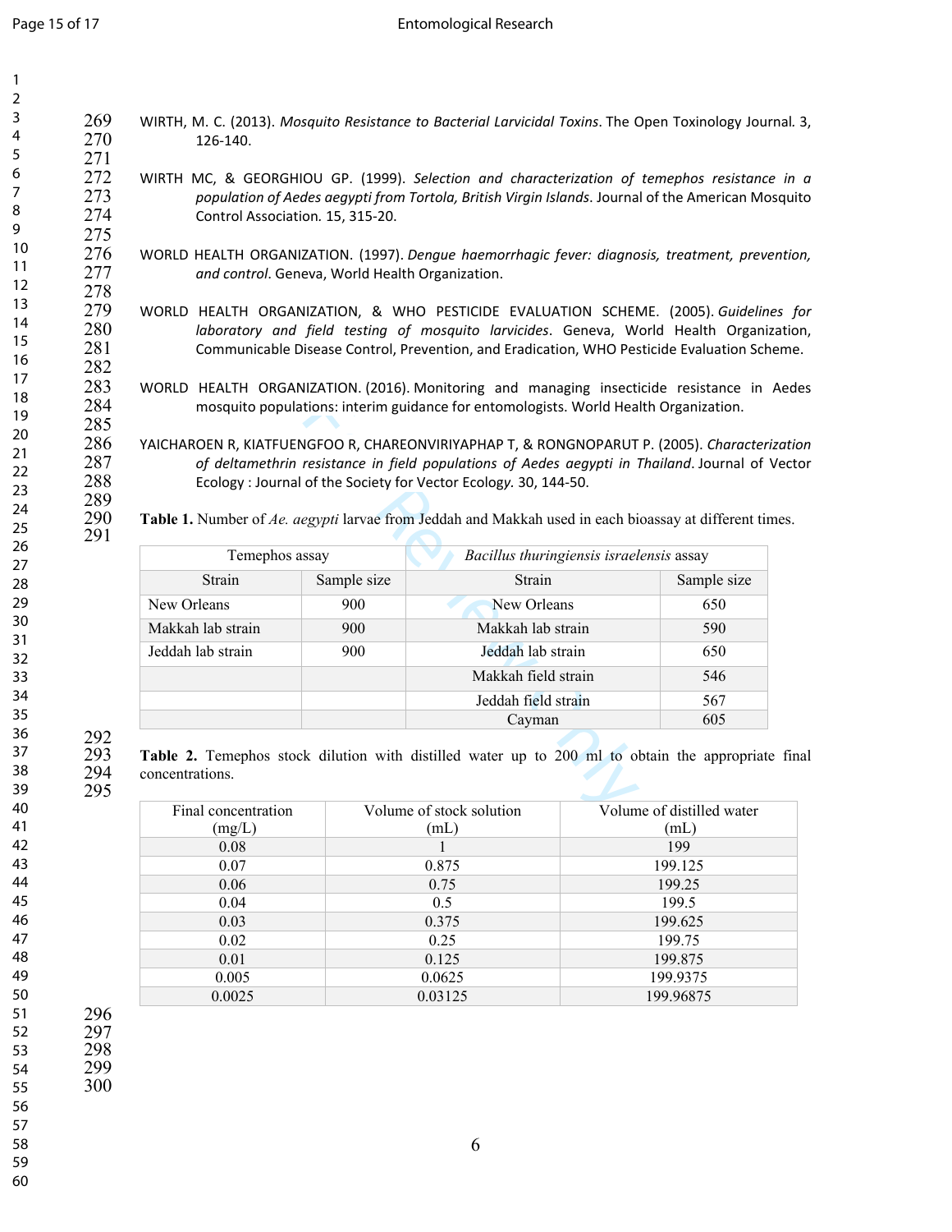WIRTH, M. C. (2013). *Mosquito Resistance to Bacterial Larvicidal Toxins*. The Open Toxinology Journal. 3, 126-140.

WIRTH MC, & GEORGHIOU GP. (1999). *Selection and characterization of temephos resistance in a population of Aedes aegypti from Tortola, British Virgin Islands*. Journal of the American Mosquito Control Association. 15, 315-20.

WORLD HEALTH ORGANIZATION. (1997). *Dengue haemorrhagic fever: diagnosis, treatment, prevention, and control*. Geneva, World Health Organization.

WORLD HEALTH ORGANIZATION, & WHO PESTICIDE EVALUATION SCHEME. (2005). *Guidelines for laboratory and field testing of mosquito larvicides*. Geneva, World Health Organization, Communicable Disease Control, Prevention, and Eradication, WHO Pesticide Evaluation Scheme.

WORLD HEALTH ORGANIZATION. (2016). Monitoring and managing insecticide resistance in Aedes mosquito populations: interim guidance for entomologists. World Health Organization.

YAICHAROEN R, KIATFUENGFOO R, CHAREONVIRIYAPHAP T, & RONGNOPARUT P. (2005). *Characterization of deltamethrin resistance in field populations of Aedes aegypti in Thailand*. Journal of Vector Ecology : Journal of the Society for Vector Ecology. 30, 144-50.

**Table 1.** Number of *Ae. aegypti* larvae from Jeddah and Makkah used in each bioassay at different times.

| Temephos assay | | *Bacillus thuringiensis israelensis* assay | |
|---|---|---|---|
| Strain | Sample size | Strain | Sample size |
| New Orleans | 900 | New Orleans | 650 |
| Makkah lab strain | 900 | Makkah lab strain | 590 |
| Jeddah lab strain | 900 | Jeddah lab strain | 650 |
| | | Makkah field strain | 546 |
| | | Jeddah field strain | 567 |
| | | Cayman | 605 |

**Table 2.** Temephos stock dilution with distilled water up to 200 ml to obtain the appropriate final concentrations.

| Final concentration (mg/L) | Volume of stock solution (mL) | Volume of distilled water (mL) |
|---|---|---|
| 0.08 | 1 | 199 |
| 0.07 | 0.875 | 199.125 |
| 0.06 | 0.75 | 199.25 |
| 0.04 | 0.5 | 199.5 |
| 0.03 | 0.375 | 199.625 |
| 0.02 | 0.25 | 199.75 |
| 0.01 | 0.125 | 199.875 |
| 0.005 | 0.0625 | 199.9375 |
| 0.0025 | 0.03125 | 199.96875 |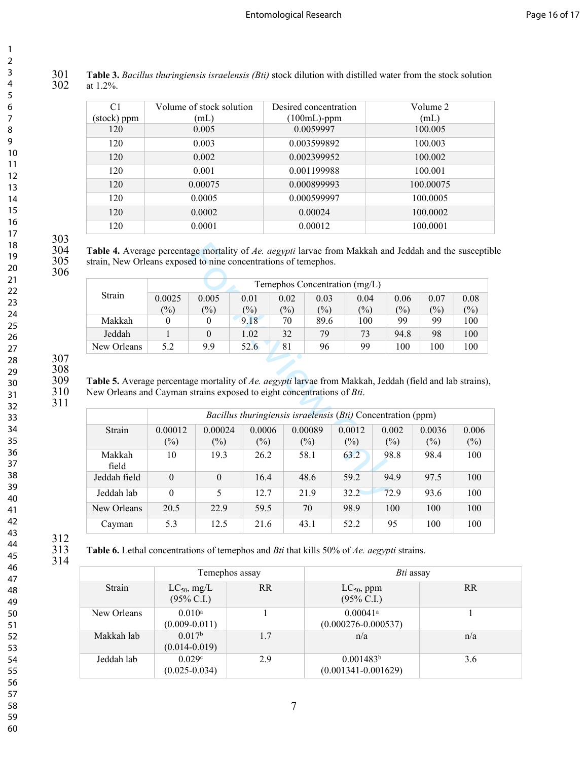**Table 3.** *Bacillus thuringiensis israelensis (Bti)* stock dilution with distilled water from the stock solution at 1.2%.

| C1 (stock) ppm | Volume of stock solution (mL) | Desired concentration (100mL)-ppm | Volume 2 (mL) |
|---|---|---|---|
| 120 | 0.005 | 0.0059997 | 100.005 |
| 120 | 0.003 | 0.003599892 | 100.003 |
| 120 | 0.002 | 0.002399952 | 100.002 |
| 120 | 0.001 | 0.001199988 | 100.001 |
| 120 | 0.00075 | 0.000899993 | 100.00075 |
| 120 | 0.0005 | 0.000599997 | 100.0005 |
| 120 | 0.0002 | 0.00024 | 100.0002 |
| 120 | 0.0001 | 0.00012 | 100.0001 |

**Table 4.** Average percentage mortality of *Ae. aegypti* larvae from Makkah and Jeddah and the susceptible strain, New Orleans exposed to nine concentrations of temephos.

| Strain | Temephos Concentration (mg/L) | | | | | | | | |
|---|---|---|---|---|---|---|---|---|---|
| | 0.0025 (%) | 0.005 (%) | 0.01 (%) | 0.02 (%) | 0.03 (%) | 0.04 (%) | 0.06 (%) | 0.07 (%) | 0.08 (%) |
| Makkah | 0 | 0 | 9.18 | 70 | 89.6 | 100 | 99 | 99 | 100 |
| Jeddah | 1 | 0 | 1.02 | 32 | 79 | 73 | 94.8 | 98 | 100 |
| New Orleans | 5.2 | 9.9 | 52.6 | 81 | 96 | 99 | 100 | 100 | 100 |

**Table 5.** Average percentage mortality of *Ae. aegypti* larvae from Makkah, Jeddah (field and lab strains), New Orleans and Cayman strains exposed to eight concentrations of *Bti*.

| Strain | *Bacillus thuringiensis israelensis* (*Bti*) Concentration (ppm) | | | | | | | |
|---|---|---|---|---|---|---|---|---|
| | 0.00012 (%) | 0.00024 (%) | 0.0006 (%) | 0.00089 (%) | 0.0012 (%) | 0.002 (%) | 0.0036 (%) | 0.006 (%) |
| Makkah field | 10 | 19.3 | 26.2 | 58.1 | 63.2 | 98.8 | 98.4 | 100 |
| Jeddah field | 0 | 0 | 16.4 | 48.6 | 59.2 | 94.9 | 97.5 | 100 |
| Jeddah lab | 0 | 5 | 12.7 | 21.9 | 32.2 | 72.9 | 93.6 | 100 |
| New Orleans | 20.5 | 22.9 | 59.5 | 70 | 98.9 | 100 | 100 | 100 |
| Cayman | 5.3 | 12.5 | 21.6 | 43.1 | 52.2 | 95 | 100 | 100 |

**Table 6.** Lethal concentrations of temephos and *Bti* that kills 50% of *Ae. aegypti* strains.

| | Temephos assay | | *Bti* assay | |
|---|---|---|---|---|
| Strain | $LC_{50}$, mg/L (95% C.I.) | RR | $LC_{50}$, ppm (95% C.I.) | RR |
| New Orleans | 0.010[a] (0.009-0.011) | 1 | 0.00041[a] (0.000276-0.000537) | 1 |
| Makkah lab | 0.017[b] (0.014-0.019) | 1.7 | n/a | n/a |
| Jeddah lab | 0.029[c] (0.025-0.034) | 2.9 | 0.001483[b] (0.001341-0.001629) | 3.6 |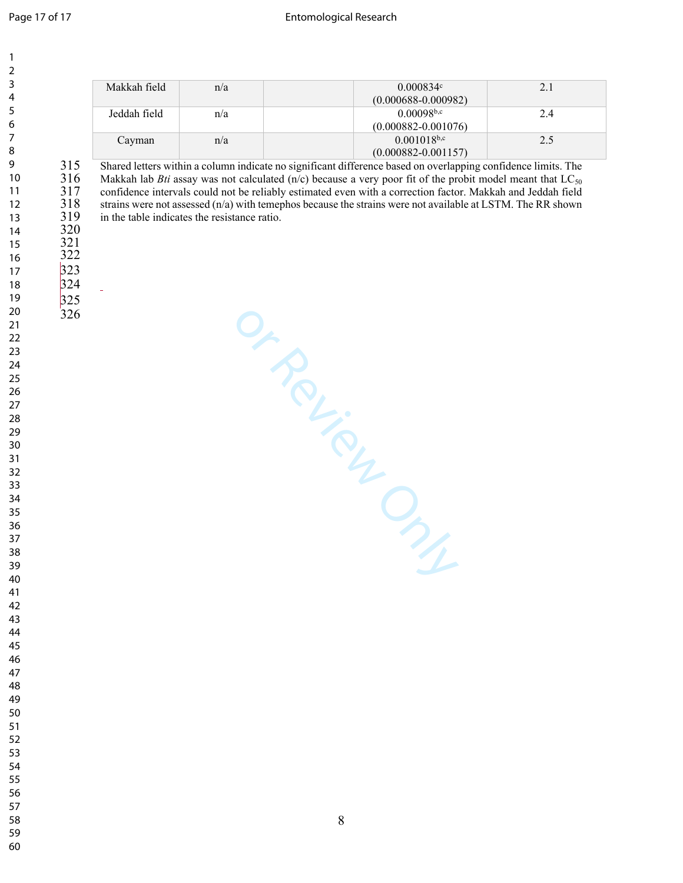| | | | | |
|---|---|---|---|---|
| Makkah field | n/a | | 0.000834[c] (0.000688-0.000982) | 2.1 |
| Jeddah field | n/a | | 0.00098[b,c] (0.000882-0.001076) | 2.4 |
| Cayman | n/a | | 0.001018[b,c] (0.000882-0.001157) | 2.5 |

Shared letters within a column indicate no significant difference based on overlapping confidence limits. The Makkah lab *Bti* assay was not calculated (n/c) because a very poor fit of the probit model meant that $LC_{50}$ confidence intervals could not be reliably estimated even with a correction factor. Makkah and Jeddah field strains were not assessed (n/a) with temephos because the strains were not available at LSTM. The RR shown in the table indicates the resistance ratio.